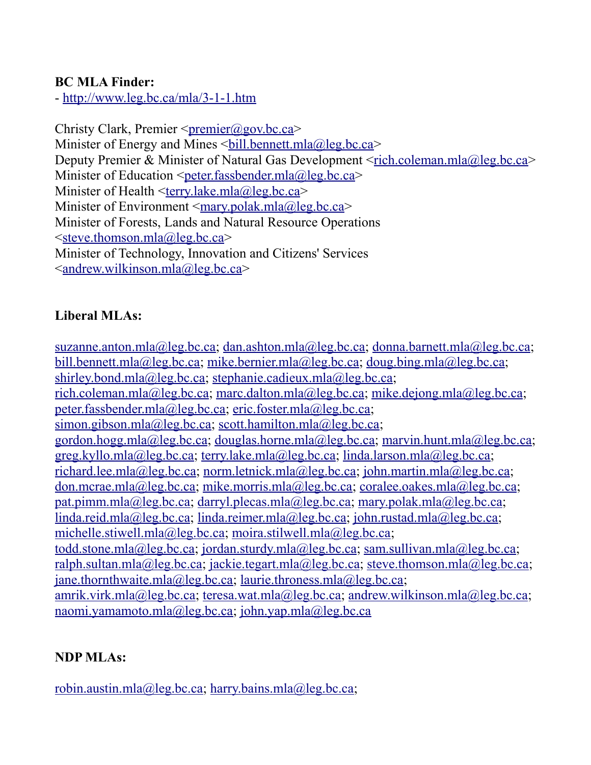**BC MLA Finder:**
- http://www.leg.bc.ca/mla/3-1-1.htm

Christy Clark, Premier <premier@gov.bc.ca>
Minister of Energy and Mines <bill.bennett.mla@leg.bc.ca>
Deputy Premier & Minister of Natural Gas Development <rich.coleman.mla@leg.bc.ca>
Minister of Education <peter.fassbender.mla@leg.bc.ca>
Minister of Health <terry.lake.mla@leg.bc.ca>
Minister of Environment <mary.polak.mla@leg.bc.ca>
Minister of Forests, Lands and Natural Resource Operations <steve.thomson.mla@leg.bc.ca>
Minister of Technology, Innovation and Citizens' Services <andrew.wilkinson.mla@leg.bc.ca>

**Liberal MLAs:**

suzanne.anton.mla@leg.bc.ca; dan.ashton.mla@leg.bc.ca; donna.barnett.mla@leg.bc.ca; bill.bennett.mla@leg.bc.ca; mike.bernier.mla@leg.bc.ca; doug.bing.mla@leg.bc.ca; shirley.bond.mla@leg.bc.ca; stephanie.cadieux.mla@leg.bc.ca; rich.coleman.mla@leg.bc.ca; marc.dalton.mla@leg.bc.ca; mike.dejong.mla@leg.bc.ca; peter.fassbender.mla@leg.bc.ca; eric.foster.mla@leg.bc.ca; simon.gibson.mla@leg.bc.ca; scott.hamilton.mla@leg.bc.ca; gordon.hogg.mla@leg.bc.ca; douglas.horne.mla@leg.bc.ca; marvin.hunt.mla@leg.bc.ca; greg.kyllo.mla@leg.bc.ca; terry.lake.mla@leg.bc.ca; linda.larson.mla@leg.bc.ca; richard.lee.mla@leg.bc.ca; norm.letnick.mla@leg.bc.ca; john.martin.mla@leg.bc.ca; don.mcrae.mla@leg.bc.ca; mike.morris.mla@leg.bc.ca; coralee.oakes.mla@leg.bc.ca; pat.pimm.mla@leg.bc.ca; darryl.plecas.mla@leg.bc.ca; mary.polak.mla@leg.bc.ca; linda.reid.mla@leg.bc.ca; linda.reimer.mla@leg.bc.ca; john.rustad.mla@leg.bc.ca; michelle.stiwell.mla@leg.bc.ca; moira.stilwell.mla@leg.bc.ca; todd.stone.mla@leg.bc.ca; jordan.sturdy.mla@leg.bc.ca; sam.sullivan.mla@leg.bc.ca; ralph.sultan.mla@leg.bc.ca; jackie.tegart.mla@leg.bc.ca; steve.thomson.mla@leg.bc.ca; jane.thornthwaite.mla@leg.bc.ca; laurie.throness.mla@leg.bc.ca; amrik.virk.mla@leg.bc.ca; teresa.wat.mla@leg.bc.ca; andrew.wilkinson.mla@leg.bc.ca; naomi.yamamoto.mla@leg.bc.ca; john.yap.mla@leg.bc.ca

**NDP MLAs:**

robin.austin.mla@leg.bc.ca; harry.bains.mla@leg.bc.ca;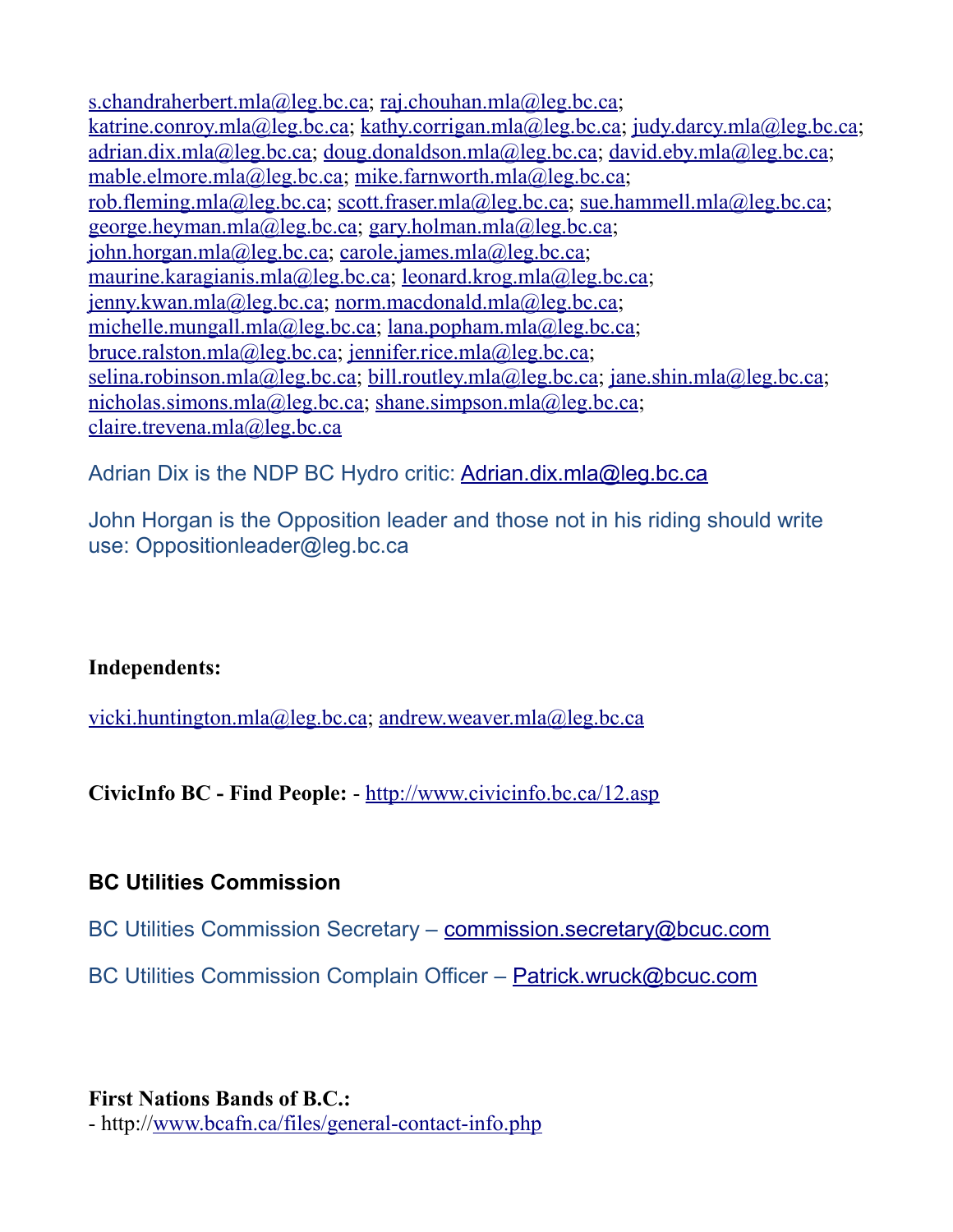s.chandraherbert.mla@leg.bc.ca; raj.chouhan.mla@leg.bc.ca; katrine.conroy.mla@leg.bc.ca; kathy.corrigan.mla@leg.bc.ca; judy.darcy.mla@leg.bc.ca; adrian.dix.mla@leg.bc.ca; doug.donaldson.mla@leg.bc.ca; david.eby.mla@leg.bc.ca; mable.elmore.mla@leg.bc.ca; mike.farnworth.mla@leg.bc.ca; rob.fleming.mla@leg.bc.ca; scott.fraser.mla@leg.bc.ca; sue.hammell.mla@leg.bc.ca; george.heyman.mla@leg.bc.ca; gary.holman.mla@leg.bc.ca; john.horgan.mla@leg.bc.ca; carole.james.mla@leg.bc.ca; maurine.karagianis.mla@leg.bc.ca; leonard.krog.mla@leg.bc.ca; jenny.kwan.mla@leg.bc.ca; norm.macdonald.mla@leg.bc.ca; michelle.mungall.mla@leg.bc.ca; lana.popham.mla@leg.bc.ca; bruce.ralston.mla@leg.bc.ca; jennifer.rice.mla@leg.bc.ca; selina.robinson.mla@leg.bc.ca; bill.routley.mla@leg.bc.ca; jane.shin.mla@leg.bc.ca; nicholas.simons.mla@leg.bc.ca; shane.simpson.mla@leg.bc.ca; claire.trevena.mla@leg.bc.ca

Adrian Dix is the NDP BC Hydro critic: Adrian.dix.mla@leg.bc.ca

John Horgan is the Opposition leader and those not in his riding should write use: Oppositionleader@leg.bc.ca

**Independents:**

vicki.huntington.mla@leg.bc.ca; andrew.weaver.mla@leg.bc.ca

**CivicInfo BC - Find People:** - http://www.civicinfo.bc.ca/12.asp

**BC Utilities Commission**

BC Utilities Commission Secretary – commission.secretary@bcuc.com

BC Utilities Commission Complain Officer – Patrick.wruck@bcuc.com

**First Nations Bands of B.C.:**
- http://www.bcafn.ca/files/general-contact-info.php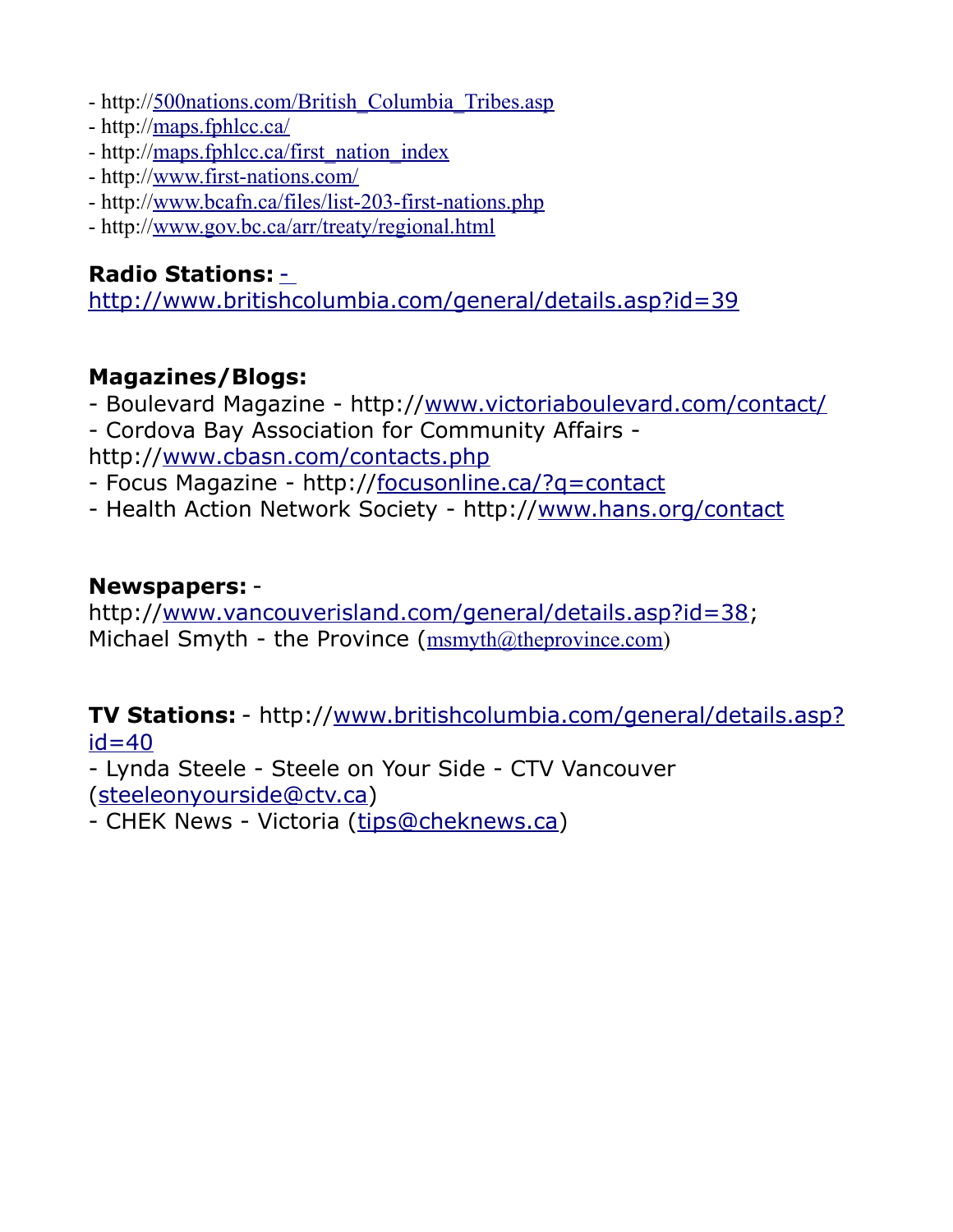- http://500nations.com/British_Columbia_Tribes.asp
- http://maps.fphlcc.ca/
- http://maps.fphlcc.ca/first_nation_index
- http://www.first-nations.com/
- http://www.bcafn.ca/files/list-203-first-nations.php
- http://www.gov.bc.ca/arr/treaty/regional.html

**Radio Stations:** - http://www.britishcolumbia.com/general/details.asp?id=39

**Magazines/Blogs:**
- Boulevard Magazine - http://www.victoriaboulevard.com/contact/
- Cordova Bay Association for Community Affairs - http://www.cbasn.com/contacts.php
- Focus Magazine - http://focusonline.ca/?q=contact
- Health Action Network Society - http://www.hans.org/contact

**Newspapers:** - http://www.vancouverisland.com/general/details.asp?id=38; Michael Smyth - the Province (msmyth@theprovince.com)

**TV Stations:** - http://www.britishcolumbia.com/general/details.asp?id=40
- Lynda Steele - Steele on Your Side - CTV Vancouver (steeleonyourside@ctv.ca)
- CHEK News - Victoria (tips@cheknews.ca)